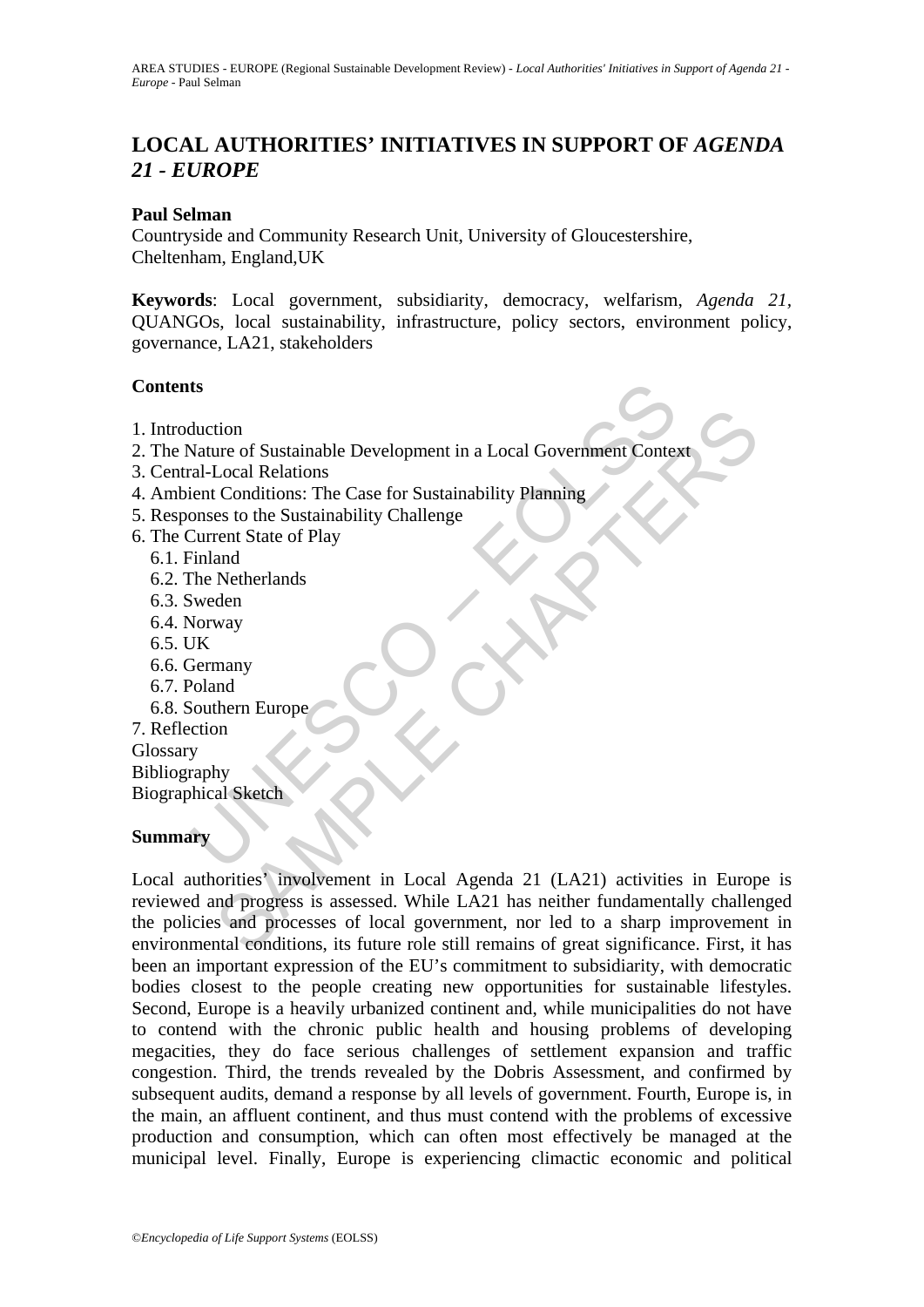# LOCAL AUTHORITIES' INITIATIVES IN SUPPORT OF *AGENDA 21 - EUROPE*

**Paul Selman**

Countryside and Community Research Unit, University of Gloucestershire, Cheltenham, England,UK

**Keywords**: Local government, subsidiarity, democracy, welfarism, *Agenda 21*, QUANGOs, local sustainability, infrastructure, policy sectors, environment policy, governance, LA21, stakeholders

## Contents

1. Introduction
2. The Nature of Sustainable Development in a Local Government Context
3. Central-Local Relations
4. Ambient Conditions: The Case for Sustainability Planning
5. Responses to the Sustainability Challenge
6. The Current State of Play
   - 6.1. Finland
   - 6.2. The Netherlands
   - 6.3. Sweden
   - 6.4. Norway
   - 6.5. UK
   - 6.6. Germany
   - 6.7. Poland
   - 6.8. Southern Europe
7. Reflection

Glossary

Bibliography

Biographical Sketch

## Summary

Local authorities' involvement in Local Agenda 21 (LA21) activities in Europe is reviewed and progress is assessed. While LA21 has neither fundamentally challenged the policies and processes of local government, nor led to a sharp improvement in environmental conditions, its future role still remains of great significance. First, it has been an important expression of the EU's commitment to subsidiarity, with democratic bodies closest to the people creating new opportunities for sustainable lifestyles. Second, Europe is a heavily urbanized continent and, while municipalities do not have to contend with the chronic public health and housing problems of developing megacities, they do face serious challenges of settlement expansion and traffic congestion. Third, the trends revealed by the Dobris Assessment, and confirmed by subsequent audits, demand a response by all levels of government. Fourth, Europe is, in the main, an affluent continent, and thus must contend with the problems of excessive production and consumption, which can often most effectively be managed at the municipal level. Finally, Europe is experiencing climactic economic and political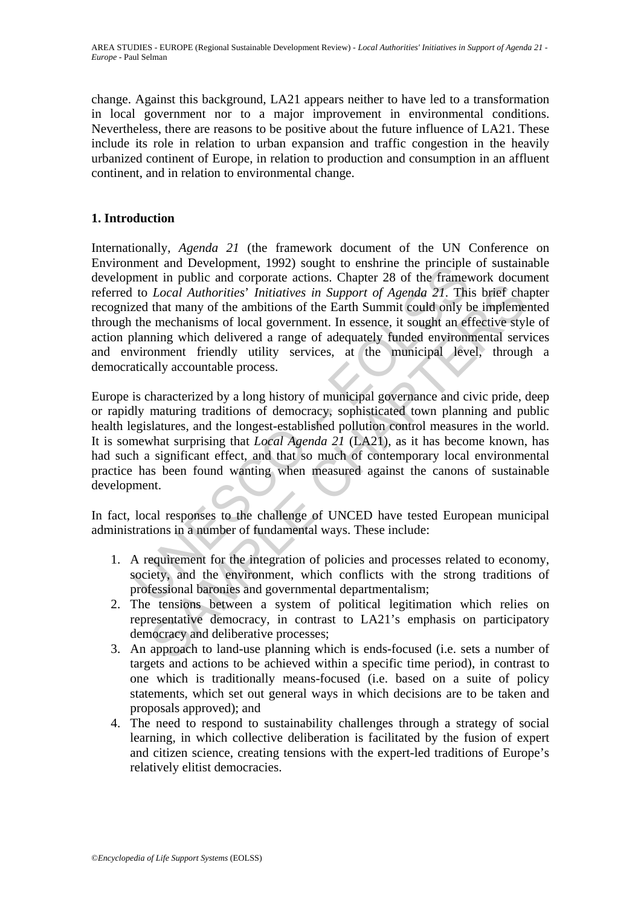change. Against this background, LA21 appears neither to have led to a transformation in local government nor to a major improvement in environmental conditions. Nevertheless, there are reasons to be positive about the future influence of LA21. These include its role in relation to urban expansion and traffic congestion in the heavily urbanized continent of Europe, in relation to production and consumption in an affluent continent, and in relation to environmental change.

## 1. Introduction

Internationally, *Agenda 21* (the framework document of the UN Conference on Environment and Development, 1992) sought to enshrine the principle of sustainable development in public and corporate actions. Chapter 28 of the framework document referred to *Local Authorities*' *Initiatives in Support of Agenda 21*. This brief chapter recognized that many of the ambitions of the Earth Summit could only be implemented through the mechanisms of local government. In essence, it sought an effective style of action planning which delivered a range of adequately funded environmental services and environment friendly utility services, at the municipal level, through a democratically accountable process.

Europe is characterized by a long history of municipal governance and civic pride, deep or rapidly maturing traditions of democracy, sophisticated town planning and public health legislatures, and the longest-established pollution control measures in the world. It is somewhat surprising that *Local Agenda 21* (LA21), as it has become known, has had such a significant effect, and that so much of contemporary local environmental practice has been found wanting when measured against the canons of sustainable development.

In fact, local responses to the challenge of UNCED have tested European municipal administrations in a number of fundamental ways. These include:

1. A requirement for the integration of policies and processes related to economy, society, and the environment, which conflicts with the strong traditions of professional baronies and governmental departmentalism;
2. The tensions between a system of political legitimation which relies on representative democracy, in contrast to LA21's emphasis on participatory democracy and deliberative processes;
3. An approach to land-use planning which is ends-focused (i.e. sets a number of targets and actions to be achieved within a specific time period), in contrast to one which is traditionally means-focused (i.e. based on a suite of policy statements, which set out general ways in which decisions are to be taken and proposals approved); and
4. The need to respond to sustainability challenges through a strategy of social learning, in which collective deliberation is facilitated by the fusion of expert and citizen science, creating tensions with the expert-led traditions of Europe's relatively elitist democracies.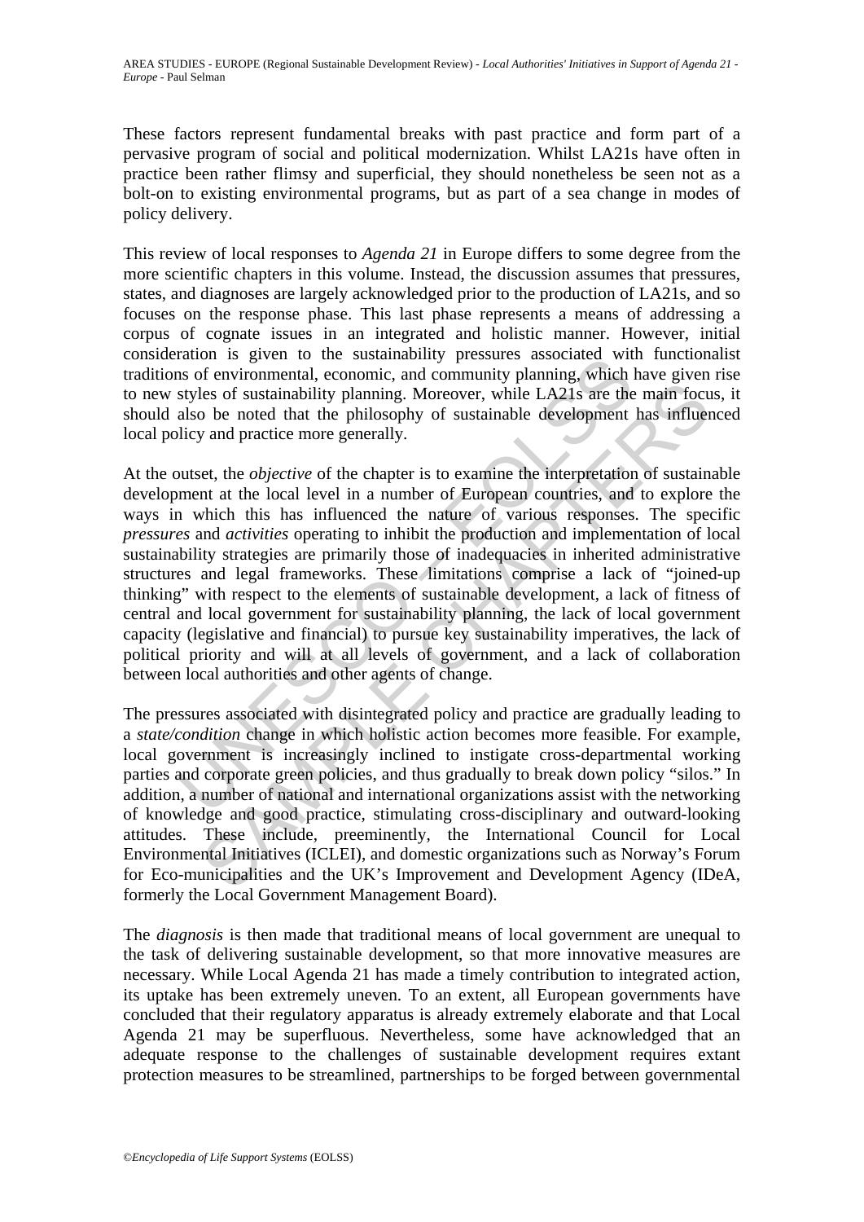These factors represent fundamental breaks with past practice and form part of a pervasive program of social and political modernization. Whilst LA21s have often in practice been rather flimsy and superficial, they should nonetheless be seen not as a bolt-on to existing environmental programs, but as part of a sea change in modes of policy delivery.

This review of local responses to *Agenda 21* in Europe differs to some degree from the more scientific chapters in this volume. Instead, the discussion assumes that pressures, states, and diagnoses are largely acknowledged prior to the production of LA21s, and so focuses on the response phase. This last phase represents a means of addressing a corpus of cognate issues in an integrated and holistic manner. However, initial consideration is given to the sustainability pressures associated with functionalist traditions of environmental, economic, and community planning, which have given rise to new styles of sustainability planning. Moreover, while LA21s are the main focus, it should also be noted that the philosophy of sustainable development has influenced local policy and practice more generally.

At the outset, the *objective* of the chapter is to examine the interpretation of sustainable development at the local level in a number of European countries, and to explore the ways in which this has influenced the nature of various responses. The specific *pressures* and *activities* operating to inhibit the production and implementation of local sustainability strategies are primarily those of inadequacies in inherited administrative structures and legal frameworks. These limitations comprise a lack of "joined-up thinking" with respect to the elements of sustainable development, a lack of fitness of central and local government for sustainability planning, the lack of local government capacity (legislative and financial) to pursue key sustainability imperatives, the lack of political priority and will at all levels of government, and a lack of collaboration between local authorities and other agents of change.

The pressures associated with disintegrated policy and practice are gradually leading to a *state/condition* change in which holistic action becomes more feasible. For example, local government is increasingly inclined to instigate cross-departmental working parties and corporate green policies, and thus gradually to break down policy "silos." In addition, a number of national and international organizations assist with the networking of knowledge and good practice, stimulating cross-disciplinary and outward-looking attitudes. These include, preeminently, the International Council for Local Environmental Initiatives (ICLEI), and domestic organizations such as Norway's Forum for Eco-municipalities and the UK's Improvement and Development Agency (IDeA, formerly the Local Government Management Board).

The *diagnosis* is then made that traditional means of local government are unequal to the task of delivering sustainable development, so that more innovative measures are necessary. While Local Agenda 21 has made a timely contribution to integrated action, its uptake has been extremely uneven. To an extent, all European governments have concluded that their regulatory apparatus is already extremely elaborate and that Local Agenda 21 may be superfluous. Nevertheless, some have acknowledged that an adequate response to the challenges of sustainable development requires extant protection measures to be streamlined, partnerships to be forged between governmental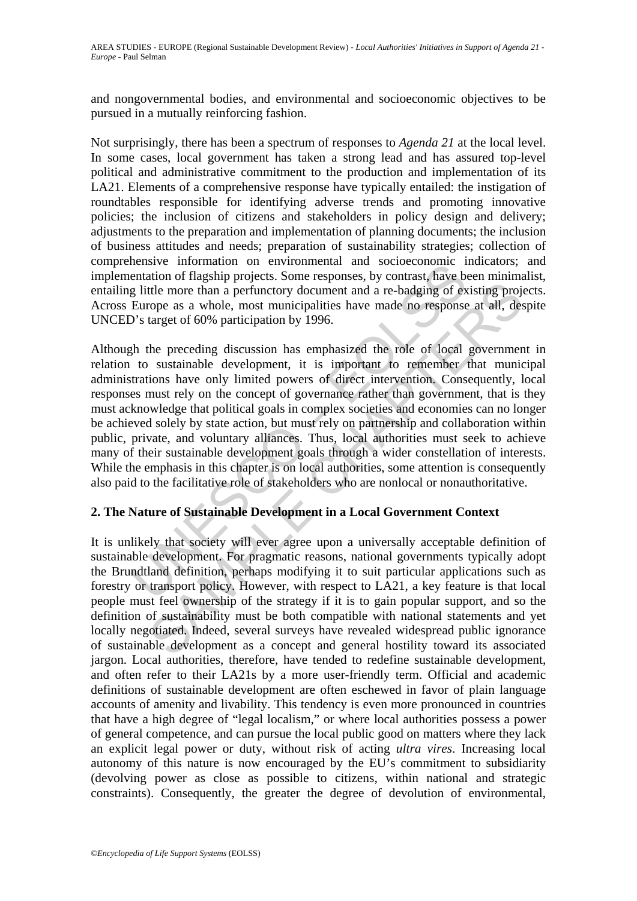and nongovernmental bodies, and environmental and socioeconomic objectives to be pursued in a mutually reinforcing fashion.

Not surprisingly, there has been a spectrum of responses to *Agenda 21* at the local level. In some cases, local government has taken a strong lead and has assured top-level political and administrative commitment to the production and implementation of its LA21. Elements of a comprehensive response have typically entailed: the instigation of roundtables responsible for identifying adverse trends and promoting innovative policies; the inclusion of citizens and stakeholders in policy design and delivery; adjustments to the preparation and implementation of planning documents; the inclusion of business attitudes and needs; preparation of sustainability strategies; collection of comprehensive information on environmental and socioeconomic indicators; and implementation of flagship projects. Some responses, by contrast, have been minimalist, entailing little more than a perfunctory document and a re-badging of existing projects. Across Europe as a whole, most municipalities have made no response at all, despite UNCED's target of 60% participation by 1996.

Although the preceding discussion has emphasized the role of local government in relation to sustainable development, it is important to remember that municipal administrations have only limited powers of direct intervention. Consequently, local responses must rely on the concept of governance rather than government, that is they must acknowledge that political goals in complex societies and economies can no longer be achieved solely by state action, but must rely on partnership and collaboration within public, private, and voluntary alliances. Thus, local authorities must seek to achieve many of their sustainable development goals through a wider constellation of interests. While the emphasis in this chapter is on local authorities, some attention is consequently also paid to the facilitative role of stakeholders who are nonlocal or nonauthoritative.

## 2. The Nature of Sustainable Development in a Local Government Context

It is unlikely that society will ever agree upon a universally acceptable definition of sustainable development. For pragmatic reasons, national governments typically adopt the Brundtland definition, perhaps modifying it to suit particular applications such as forestry or transport policy. However, with respect to LA21, a key feature is that local people must feel ownership of the strategy if it is to gain popular support, and so the definition of sustainability must be both compatible with national statements and yet locally negotiated. Indeed, several surveys have revealed widespread public ignorance of sustainable development as a concept and general hostility toward its associated jargon. Local authorities, therefore, have tended to redefine sustainable development, and often refer to their LA21s by a more user-friendly term. Official and academic definitions of sustainable development are often eschewed in favor of plain language accounts of amenity and livability. This tendency is even more pronounced in countries that have a high degree of "legal localism," or where local authorities possess a power of general competence, and can pursue the local public good on matters where they lack an explicit legal power or duty, without risk of acting *ultra vires*. Increasing local autonomy of this nature is now encouraged by the EU's commitment to subsidiarity (devolving power as close as possible to citizens, within national and strategic constraints). Consequently, the greater the degree of devolution of environmental,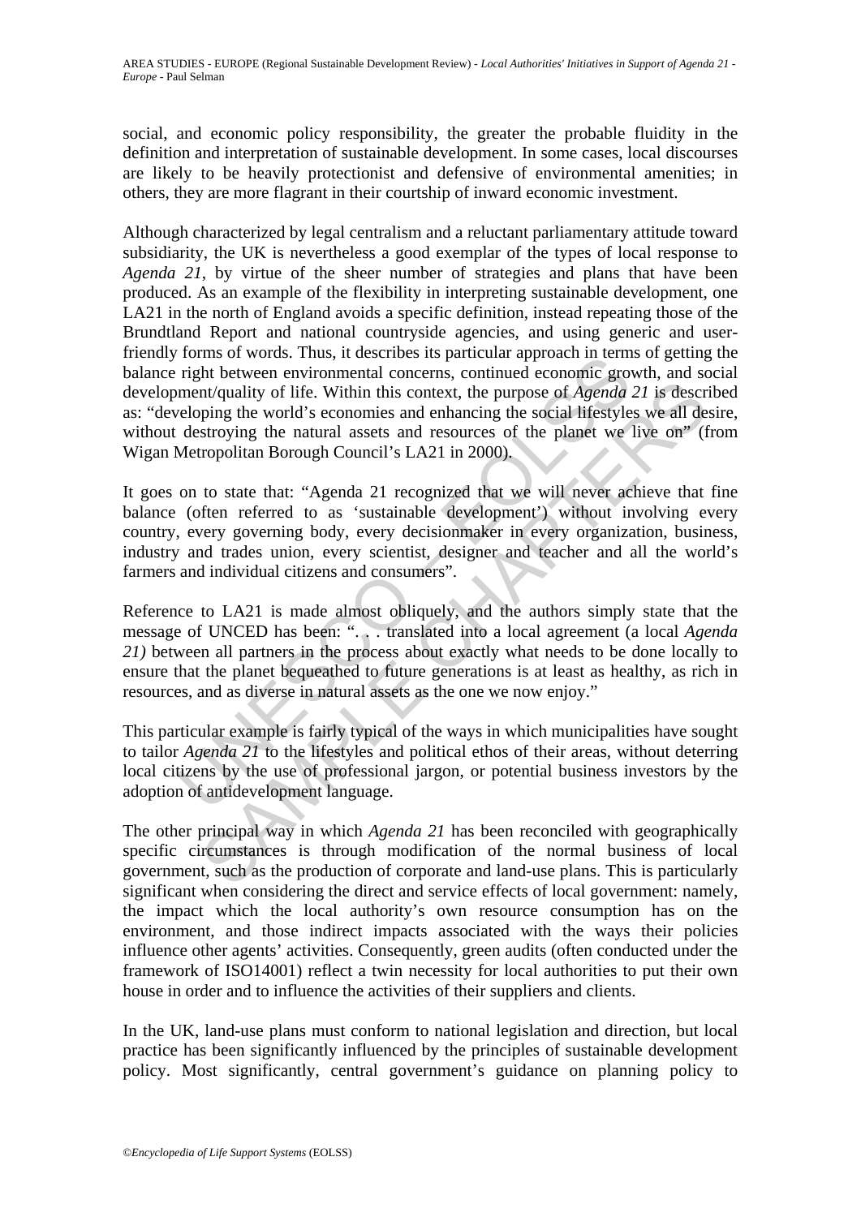social, and economic policy responsibility, the greater the probable fluidity in the definition and interpretation of sustainable development. In some cases, local discourses are likely to be heavily protectionist and defensive of environmental amenities; in others, they are more flagrant in their courtship of inward economic investment.

Although characterized by legal centralism and a reluctant parliamentary attitude toward subsidiarity, the UK is nevertheless a good exemplar of the types of local response to *Agenda 21*, by virtue of the sheer number of strategies and plans that have been produced. As an example of the flexibility in interpreting sustainable development, one LA21 in the north of England avoids a specific definition, instead repeating those of the Brundtland Report and national countryside agencies, and using generic and user-friendly forms of words. Thus, it describes its particular approach in terms of getting the balance right between environmental concerns, continued economic growth, and social development/quality of life. Within this context, the purpose of *Agenda 21* is described as: "developing the world's economies and enhancing the social lifestyles we all desire, without destroying the natural assets and resources of the planet we live on" (from Wigan Metropolitan Borough Council's LA21 in 2000).

It goes on to state that: "Agenda 21 recognized that we will never achieve that fine balance (often referred to as 'sustainable development') without involving every country, every governing body, every decisionmaker in every organization, business, industry and trades union, every scientist, designer and teacher and all the world's farmers and individual citizens and consumers".

Reference to LA21 is made almost obliquely, and the authors simply state that the message of UNCED has been: ". . . translated into a local agreement (a local *Agenda 21)* between all partners in the process about exactly what needs to be done locally to ensure that the planet bequeathed to future generations is at least as healthy, as rich in resources, and as diverse in natural assets as the one we now enjoy."

This particular example is fairly typical of the ways in which municipalities have sought to tailor *Agenda 21* to the lifestyles and political ethos of their areas, without deterring local citizens by the use of professional jargon, or potential business investors by the adoption of antidevelopment language.

The other principal way in which *Agenda 21* has been reconciled with geographically specific circumstances is through modification of the normal business of local government, such as the production of corporate and land-use plans. This is particularly significant when considering the direct and service effects of local government: namely, the impact which the local authority's own resource consumption has on the environment, and those indirect impacts associated with the ways their policies influence other agents' activities. Consequently, green audits (often conducted under the framework of ISO14001) reflect a twin necessity for local authorities to put their own house in order and to influence the activities of their suppliers and clients.

In the UK, land-use plans must conform to national legislation and direction, but local practice has been significantly influenced by the principles of sustainable development policy. Most significantly, central government's guidance on planning policy to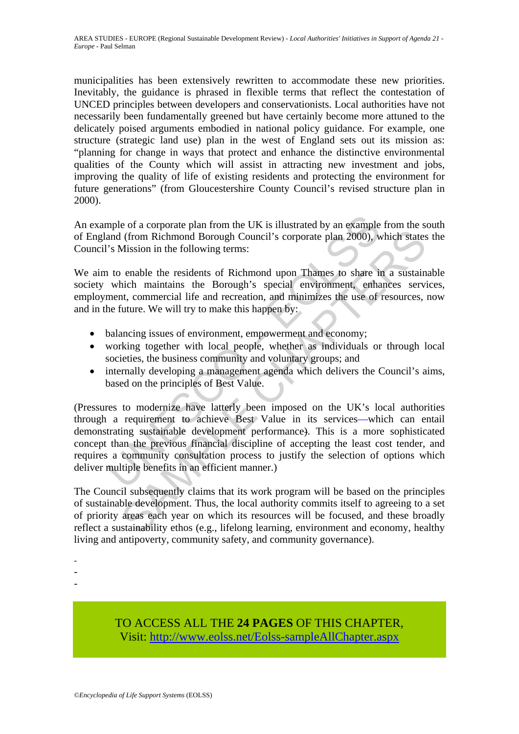municipalities has been extensively rewritten to accommodate these new priorities. Inevitably, the guidance is phrased in flexible terms that reflect the contestation of UNCED principles between developers and conservationists. Local authorities have not necessarily been fundamentally greened but have certainly become more attuned to the delicately poised arguments embodied in national policy guidance. For example, one structure (strategic land use) plan in the west of England sets out its mission as: "planning for change in ways that protect and enhance the distinctive environmental qualities of the County which will assist in attracting new investment and jobs, improving the quality of life of existing residents and protecting the environment for future generations" (from Gloucestershire County Council's revised structure plan in 2000).

An example of a corporate plan from the UK is illustrated by an example from the south of England (from Richmond Borough Council's corporate plan 2000), which states the Council's Mission in the following terms:

We aim to enable the residents of Richmond upon Thames to share in a sustainable society which maintains the Borough's special environment, enhances services, employment, commercial life and recreation, and minimizes the use of resources, now and in the future. We will try to make this happen by:

- balancing issues of environment, empowerment and economy;
- working together with local people, whether as individuals or through local societies, the business community and voluntary groups; and
- internally developing a management agenda which delivers the Council's aims, based on the principles of Best Value.

(Pressures to modernize have latterly been imposed on the UK's local authorities through a requirement to achieve Best Value in its services—which can entail demonstrating sustainable development performance). This is a more sophisticated concept than the previous financial discipline of accepting the least cost tender, and requires a community consultation process to justify the selection of options which deliver multiple benefits in an efficient manner.)

The Council subsequently claims that its work program will be based on the principles of sustainable development. Thus, the local authority commits itself to agreeing to a set of priority areas each year on which its resources will be focused, and these broadly reflect a sustainability ethos (e.g., lifelong learning, environment and economy, healthy living and antipoverty, community safety, and community governance).

-
-
-

TO ACCESS ALL THE **24 PAGES** OF THIS CHAPTER,
Visit: http://www.eolss.net/Eolss-sampleAllChapter.aspx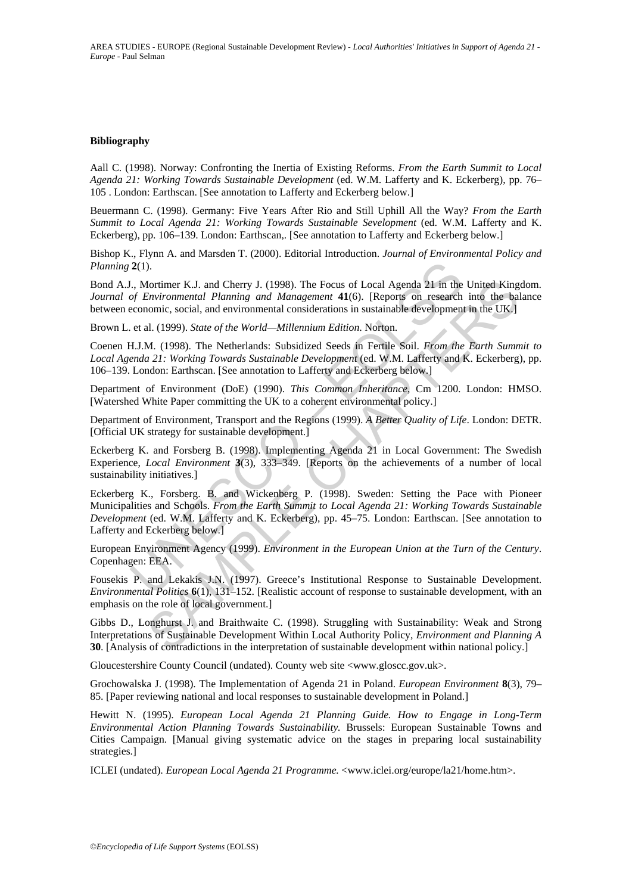### Bibliography

Aall C. (1998). Norway: Confronting the Inertia of Existing Reforms. *From the Earth Summit to Local Agenda 21: Working Towards Sustainable Development* (ed. W.M. Lafferty and K. Eckerberg), pp. 76–105 . London: Earthscan. [See annotation to Lafferty and Eckerberg below.]

Beuermann C. (1998). Germany: Five Years After Rio and Still Uphill All the Way? *From the Earth Summit to Local Agenda 21: Working Towards Sustainable Sevelopment* (ed. W.M. Lafferty and K. Eckerberg), pp. 106–139. London: Earthscan,. [See annotation to Lafferty and Eckerberg below.]

Bishop K., Flynn A. and Marsden T. (2000). Editorial Introduction. *Journal of Environmental Policy and Planning* **2**(1).

Bond A.J., Mortimer K.J. and Cherry J. (1998). The Focus of Local Agenda 21 in the United Kingdom. *Journal of Environmental Planning and Management* **41**(6). [Reports on research into the balance between economic, social, and environmental considerations in sustainable development in the UK.]

Brown L. et al. (1999). *State of the World—Millennium Edition*. Norton.

Coenen H.J.M. (1998). The Netherlands: Subsidized Seeds in Fertile Soil. *From the Earth Summit to Local Agenda 21: Working Towards Sustainable Development* (ed. W.M. Lafferty and K. Eckerberg), pp. 106–139. London: Earthscan. [See annotation to Lafferty and Eckerberg below.]

Department of Environment (DoE) (1990). *This Common Inheritance*, Cm 1200. London: HMSO. [Watershed White Paper committing the UK to a coherent environmental policy.]

Department of Environment, Transport and the Regions (1999). *A Better Quality of Life*. London: DETR. [Official UK strategy for sustainable development.]

Eckerberg K. and Forsberg B. (1998). Implementing Agenda 21 in Local Government: The Swedish Experience, *Local Environment* **3**(3), 333–349. [Reports on the achievements of a number of local sustainability initiatives.]

Eckerberg K., Forsberg. B. and Wickenberg P. (1998). Sweden: Setting the Pace with Pioneer Municipalities and Schools. *From the Earth Summit to Local Agenda 21: Working Towards Sustainable Development* (ed. W.M. Lafferty and K. Eckerberg), pp. 45–75. London: Earthscan. [See annotation to Lafferty and Eckerberg below.]

European Environment Agency (1999). *Environment in the European Union at the Turn of the Century*. Copenhagen: EEA.

Fousekis P. and Lekakis J.N. (1997). Greece's Institutional Response to Sustainable Development. *Environmental Politics* **6**(1), 131–152. [Realistic account of response to sustainable development, with an emphasis on the role of local government.]

Gibbs D., Longhurst J. and Braithwaite C. (1998). Struggling with Sustainability: Weak and Strong Interpretations of Sustainable Development Within Local Authority Policy, *Environment and Planning A* **30**. [Analysis of contradictions in the interpretation of sustainable development within national policy.]

Gloucestershire County Council (undated). County web site <www.gloscc.gov.uk>.

Grochowalska J. (1998). The Implementation of Agenda 21 in Poland. *European Environment* **8**(3), 79–85. [Paper reviewing national and local responses to sustainable development in Poland.]

Hewitt N. (1995). *European Local Agenda 21 Planning Guide. How to Engage in Long-Term Environmental Action Planning Towards Sustainability.* Brussels: European Sustainable Towns and Cities Campaign. [Manual giving systematic advice on the stages in preparing local sustainability strategies.]

ICLEI (undated). *European Local Agenda 21 Programme.* <www.iclei.org/europe/la21/home.htm>.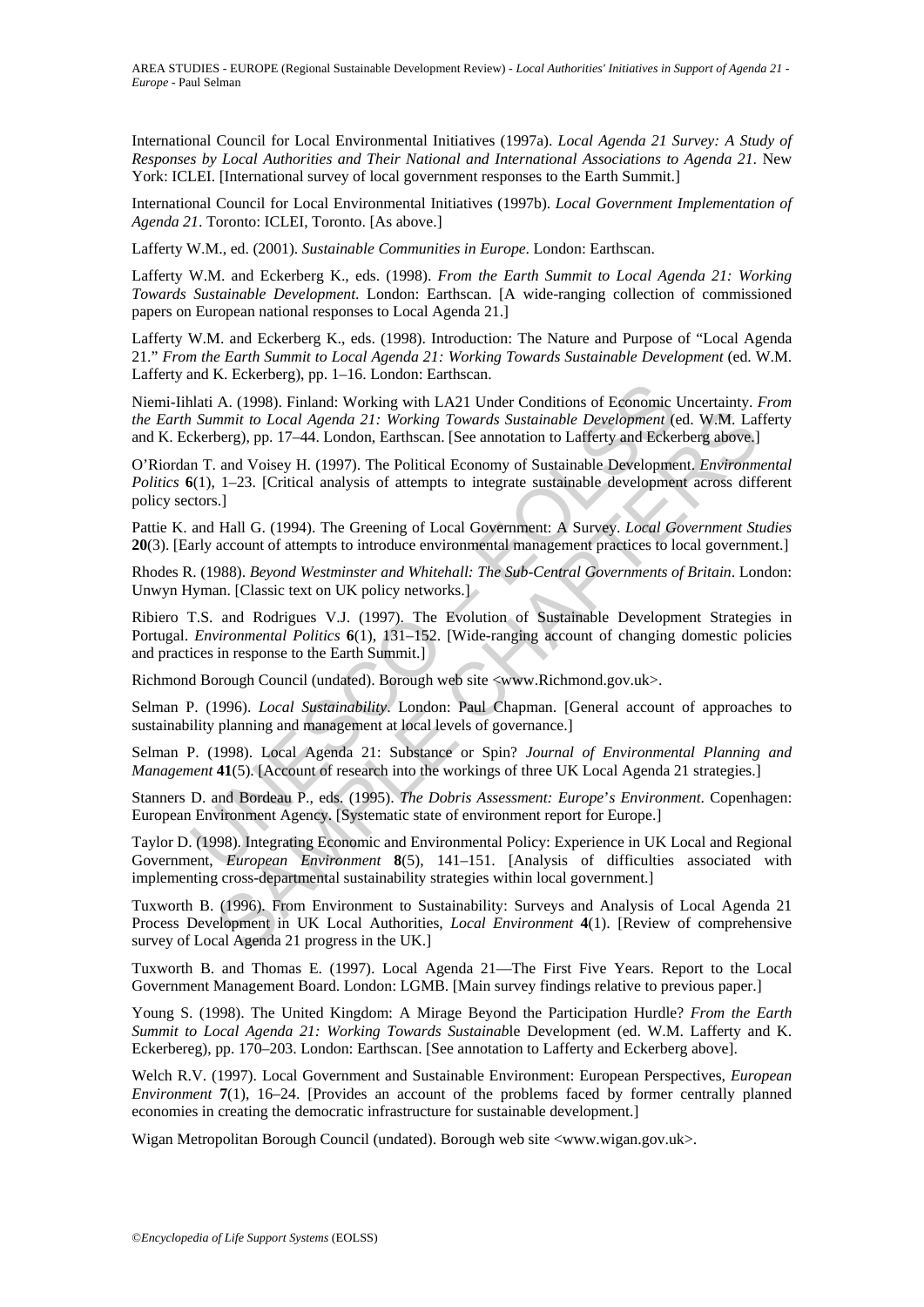International Council for Local Environmental Initiatives (1997a). *Local Agenda 21 Survey: A Study of Responses by Local Authorities and Their National and International Associations to Agenda 21*. New York: ICLEI. [International survey of local government responses to the Earth Summit.]

International Council for Local Environmental Initiatives (1997b). *Local Government Implementation of Agenda 21*. Toronto: ICLEI, Toronto. [As above.]

Lafferty W.M., ed. (2001). *Sustainable Communities in Europe*. London: Earthscan.

Lafferty W.M. and Eckerberg K., eds. (1998). *From the Earth Summit to Local Agenda 21: Working Towards Sustainable Development*. London: Earthscan. [A wide-ranging collection of commissioned papers on European national responses to Local Agenda 21.]

Lafferty W.M. and Eckerberg K., eds. (1998). Introduction: The Nature and Purpose of "Local Agenda 21." *From the Earth Summit to Local Agenda 21: Working Towards Sustainable Development* (ed. W.M. Lafferty and K. Eckerberg), pp. 1–16. London: Earthscan.

Niemi-Iihlati A. (1998). Finland: Working with LA21 Under Conditions of Economic Uncertainty. *From the Earth Summit to Local Agenda 21: Working Towards Sustainable Development* (ed. W.M. Lafferty and K. Eckerberg), pp. 17–44. London, Earthscan. [See annotation to Lafferty and Eckerberg above.]

O'Riordan T. and Voisey H. (1997). The Political Economy of Sustainable Development. *Environmental Politics* **6**(1), 1–23. [Critical analysis of attempts to integrate sustainable development across different policy sectors.]

Pattie K. and Hall G. (1994). The Greening of Local Government: A Survey. *Local Government Studies* **20**(3). [Early account of attempts to introduce environmental management practices to local government.]

Rhodes R. (1988). *Beyond Westminster and Whitehall: The Sub-Central Governments of Britain*. London: Unwyn Hyman. [Classic text on UK policy networks.]

Ribiero T.S. and Rodrigues V.J. (1997). The Evolution of Sustainable Development Strategies in Portugal. *Environmental Politics* **6**(1), 131–152. [Wide-ranging account of changing domestic policies and practices in response to the Earth Summit.]

Richmond Borough Council (undated). Borough web site <www.Richmond.gov.uk>.

Selman P. (1996). *Local Sustainability*. London: Paul Chapman. [General account of approaches to sustainability planning and management at local levels of governance.]

Selman P. (1998). Local Agenda 21: Substance or Spin? *Journal of Environmental Planning and Management* **41**(5). [Account of research into the workings of three UK Local Agenda 21 strategies.]

Stanners D. and Bordeau P., eds. (1995). *The Dobris Assessment: Europe's Environment*. Copenhagen: European Environment Agency. [Systematic state of environment report for Europe.]

Taylor D. (1998). Integrating Economic and Environmental Policy: Experience in UK Local and Regional Government, *European Environment* **8**(5), 141–151. [Analysis of difficulties associated with implementing cross-departmental sustainability strategies within local government.]

Tuxworth B. (1996). From Environment to Sustainability: Surveys and Analysis of Local Agenda 21 Process Development in UK Local Authorities, *Local Environment* **4**(1). [Review of comprehensive survey of Local Agenda 21 progress in the UK.]

Tuxworth B. and Thomas E. (1997). Local Agenda 21—The First Five Years. Report to the Local Government Management Board. London: LGMB. [Main survey findings relative to previous paper.]

Young S. (1998). The United Kingdom: A Mirage Beyond the Participation Hurdle? *From the Earth Summit to Local Agenda 21: Working Towards Sustainab*le Development (ed. W.M. Lafferty and K. Eckerbereg), pp. 170–203. London: Earthscan. [See annotation to Lafferty and Eckerberg above].

Welch R.V. (1997). Local Government and Sustainable Environment: European Perspectives, *European Environment* **7**(1), 16–24. [Provides an account of the problems faced by former centrally planned economies in creating the democratic infrastructure for sustainable development.]

Wigan Metropolitan Borough Council (undated). Borough web site <www.wigan.gov.uk>.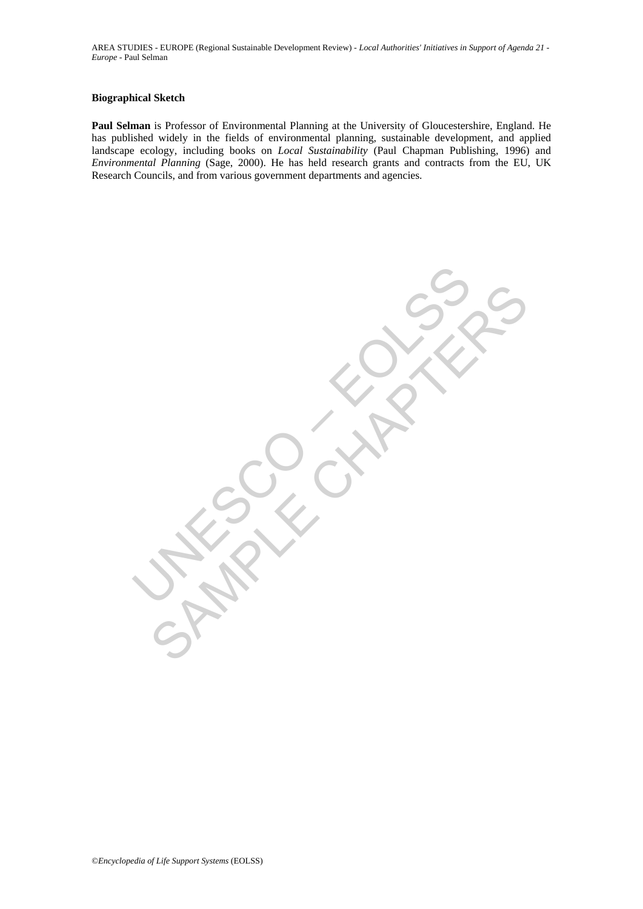### Biographical Sketch

**Paul Selman** is Professor of Environmental Planning at the University of Gloucestershire, England. He has published widely in the fields of environmental planning, sustainable development, and applied landscape ecology, including books on *Local Sustainability* (Paul Chapman Publishing, 1996) and *Environmental Planning* (Sage, 2000). He has held research grants and contracts from the EU, UK Research Councils, and from various government departments and agencies.